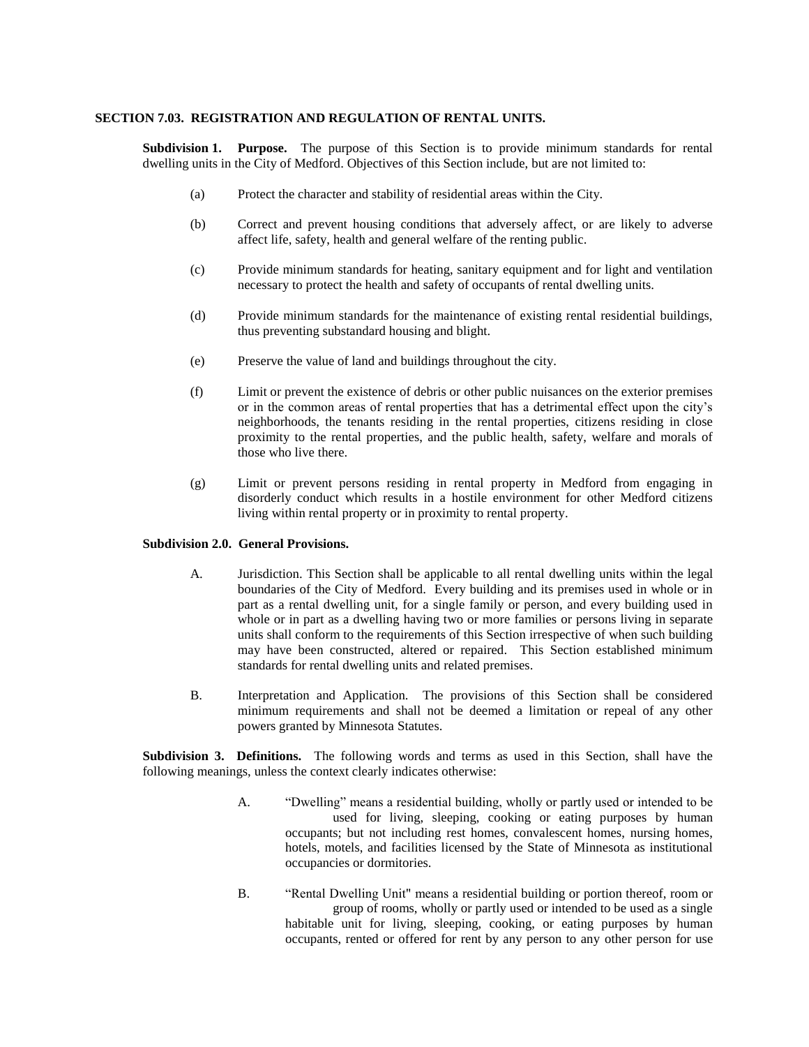**SECTION 7.03. REGISTRATION AND REGULATION OF RENTAL UNITS.**

**Subdivision 1. Purpose.** The purpose of this Section is to provide minimum standards for rental dwelling units in the City of Medford. Objectives of this Section include, but are not limited to:

(a) Protect the character and stability of residential areas within the City.

(b) Correct and prevent housing conditions that adversely affect, or are likely to adverse affect life, safety, health and general welfare of the renting public.

(c) Provide minimum standards for heating, sanitary equipment and for light and ventilation necessary to protect the health and safety of occupants of rental dwelling units.

(d) Provide minimum standards for the maintenance of existing rental residential buildings, thus preventing substandard housing and blight.

(e) Preserve the value of land and buildings throughout the city.

(f) Limit or prevent the existence of debris or other public nuisances on the exterior premises or in the common areas of rental properties that has a detrimental effect upon the city's neighborhoods, the tenants residing in the rental properties, citizens residing in close proximity to the rental properties, and the public health, safety, welfare and morals of those who live there.

(g) Limit or prevent persons residing in rental property in Medford from engaging in disorderly conduct which results in a hostile environment for other Medford citizens living within rental property or in proximity to rental property.

**Subdivision 2.0. General Provisions.**

A. Jurisdiction. This Section shall be applicable to all rental dwelling units within the legal boundaries of the City of Medford. Every building and its premises used in whole or in part as a rental dwelling unit, for a single family or person, and every building used in whole or in part as a dwelling having two or more families or persons living in separate units shall conform to the requirements of this Section irrespective of when such building may have been constructed, altered or repaired. This Section established minimum standards for rental dwelling units and related premises.

B. Interpretation and Application. The provisions of this Section shall be considered minimum requirements and shall not be deemed a limitation or repeal of any other powers granted by Minnesota Statutes.

**Subdivision 3. Definitions.** The following words and terms as used in this Section, shall have the following meanings, unless the context clearly indicates otherwise:

A. "Dwelling" means a residential building, wholly or partly used or intended to be used for living, sleeping, cooking or eating purposes by human occupants; but not including rest homes, convalescent homes, nursing homes, hotels, motels, and facilities licensed by the State of Minnesota as institutional occupancies or dormitories.

B. "Rental Dwelling Unit" means a residential building or portion thereof, room or group of rooms, wholly or partly used or intended to be used as a single habitable unit for living, sleeping, cooking, or eating purposes by human occupants, rented or offered for rent by any person to any other person for use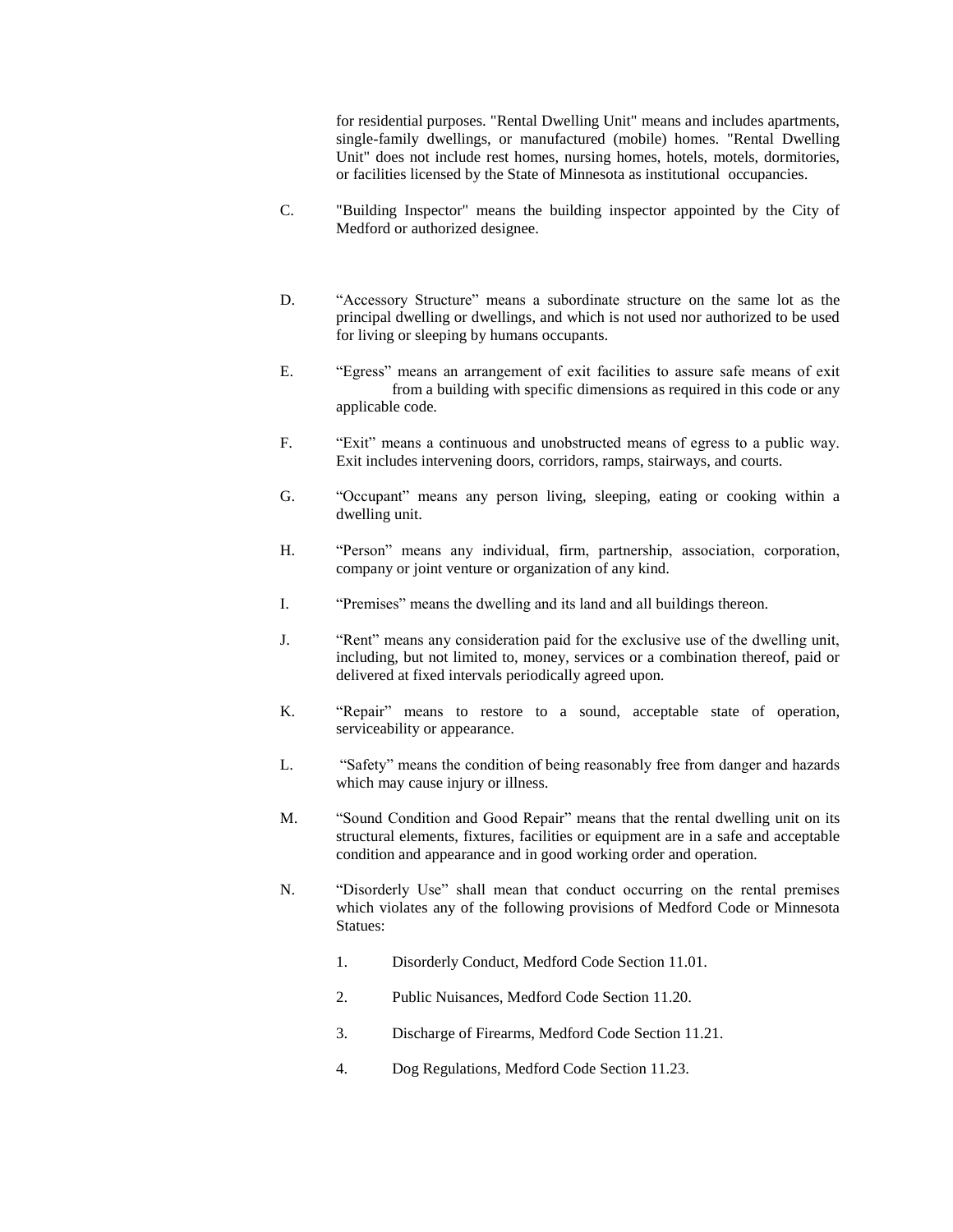for residential purposes. "Rental Dwelling Unit" means and includes apartments, single-family dwellings, or manufactured (mobile) homes. "Rental Dwelling Unit" does not include rest homes, nursing homes, hotels, motels, dormitories, or facilities licensed by the State of Minnesota as institutional occupancies.

C. "Building Inspector" means the building inspector appointed by the City of Medford or authorized designee.

D. "Accessory Structure" means a subordinate structure on the same lot as the principal dwelling or dwellings, and which is not used nor authorized to be used for living or sleeping by humans occupants.

E. "Egress" means an arrangement of exit facilities to assure safe means of exit from a building with specific dimensions as required in this code or any applicable code.

F. "Exit" means a continuous and unobstructed means of egress to a public way. Exit includes intervening doors, corridors, ramps, stairways, and courts.

G. "Occupant" means any person living, sleeping, eating or cooking within a dwelling unit.

H. "Person" means any individual, firm, partnership, association, corporation, company or joint venture or organization of any kind.

I. "Premises" means the dwelling and its land and all buildings thereon.

J. "Rent" means any consideration paid for the exclusive use of the dwelling unit, including, but not limited to, money, services or a combination thereof, paid or delivered at fixed intervals periodically agreed upon.

K. "Repair" means to restore to a sound, acceptable state of operation, serviceability or appearance.

L. "Safety" means the condition of being reasonably free from danger and hazards which may cause injury or illness.

M. "Sound Condition and Good Repair" means that the rental dwelling unit on its structural elements, fixtures, facilities or equipment are in a safe and acceptable condition and appearance and in good working order and operation.

N. "Disorderly Use" shall mean that conduct occurring on the rental premises which violates any of the following provisions of Medford Code or Minnesota Statues:

1. Disorderly Conduct, Medford Code Section 11.01.
2. Public Nuisances, Medford Code Section 11.20.
3. Discharge of Firearms, Medford Code Section 11.21.
4. Dog Regulations, Medford Code Section 11.23.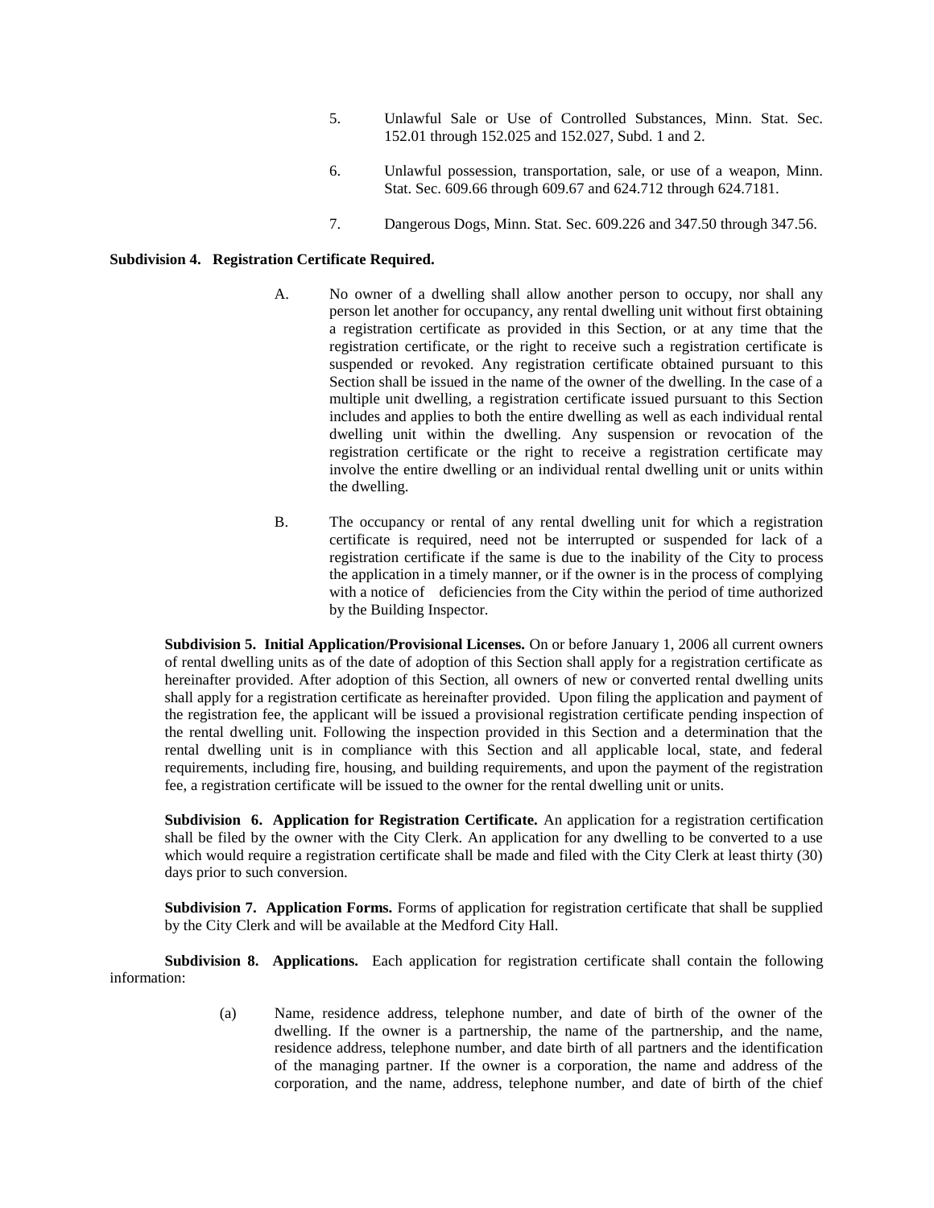5. Unlawful Sale or Use of Controlled Substances, Minn. Stat. Sec. 152.01 through 152.025 and 152.027, Subd. 1 and 2.

6. Unlawful possession, transportation, sale, or use of a weapon, Minn. Stat. Sec. 609.66 through 609.67 and 624.712 through 624.7181.

7. Dangerous Dogs, Minn. Stat. Sec. 609.226 and 347.50 through 347.56.

**Subdivision 4. Registration Certificate Required.**

A. No owner of a dwelling shall allow another person to occupy, nor shall any person let another for occupancy, any rental dwelling unit without first obtaining a registration certificate as provided in this Section, or at any time that the registration certificate, or the right to receive such a registration certificate is suspended or revoked. Any registration certificate obtained pursuant to this Section shall be issued in the name of the owner of the dwelling. In the case of a multiple unit dwelling, a registration certificate issued pursuant to this Section includes and applies to both the entire dwelling as well as each individual rental dwelling unit within the dwelling. Any suspension or revocation of the registration certificate or the right to receive a registration certificate may involve the entire dwelling or an individual rental dwelling unit or units within the dwelling.

B. The occupancy or rental of any rental dwelling unit for which a registration certificate is required, need not be interrupted or suspended for lack of a registration certificate if the same is due to the inability of the City to process the application in a timely manner, or if the owner is in the process of complying with a notice of deficiencies from the City within the period of time authorized by the Building Inspector.

**Subdivision 5. Initial Application/Provisional Licenses.** On or before January 1, 2006 all current owners of rental dwelling units as of the date of adoption of this Section shall apply for a registration certificate as hereinafter provided. After adoption of this Section, all owners of new or converted rental dwelling units shall apply for a registration certificate as hereinafter provided. Upon filing the application and payment of the registration fee, the applicant will be issued a provisional registration certificate pending inspection of the rental dwelling unit. Following the inspection provided in this Section and a determination that the rental dwelling unit is in compliance with this Section and all applicable local, state, and federal requirements, including fire, housing, and building requirements, and upon the payment of the registration fee, a registration certificate will be issued to the owner for the rental dwelling unit or units.

**Subdivision 6. Application for Registration Certificate.** An application for a registration certification shall be filed by the owner with the City Clerk. An application for any dwelling to be converted to a use which would require a registration certificate shall be made and filed with the City Clerk at least thirty (30) days prior to such conversion.

**Subdivision 7. Application Forms.** Forms of application for registration certificate that shall be supplied by the City Clerk and will be available at the Medford City Hall.

**Subdivision 8. Applications.** Each application for registration certificate shall contain the following information:

(a) Name, residence address, telephone number, and date of birth of the owner of the dwelling. If the owner is a partnership, the name of the partnership, and the name, residence address, telephone number, and date birth of all partners and the identification of the managing partner. If the owner is a corporation, the name and address of the corporation, and the name, address, telephone number, and date of birth of the chief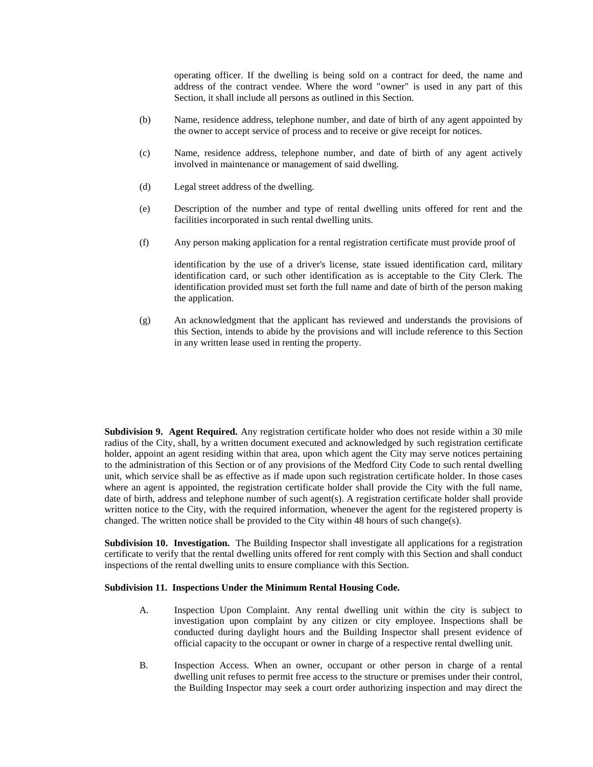operating officer. If the dwelling is being sold on a contract for deed, the name and address of the contract vendee. Where the word "owner" is used in any part of this Section, it shall include all persons as outlined in this Section.

(b) Name, residence address, telephone number, and date of birth of any agent appointed by the owner to accept service of process and to receive or give receipt for notices.

(c) Name, residence address, telephone number, and date of birth of any agent actively involved in maintenance or management of said dwelling.

(d) Legal street address of the dwelling.

(e) Description of the number and type of rental dwelling units offered for rent and the facilities incorporated in such rental dwelling units.

(f) Any person making application for a rental registration certificate must provide proof of

identification by the use of a driver's license, state issued identification card, military identification card, or such other identification as is acceptable to the City Clerk. The identification provided must set forth the full name and date of birth of the person making the application.

(g) An acknowledgment that the applicant has reviewed and understands the provisions of this Section, intends to abide by the provisions and will include reference to this Section in any written lease used in renting the property.

**Subdivision 9. Agent Required.** Any registration certificate holder who does not reside within a 30 mile radius of the City, shall, by a written document executed and acknowledged by such registration certificate holder, appoint an agent residing within that area, upon which agent the City may serve notices pertaining to the administration of this Section or of any provisions of the Medford City Code to such rental dwelling unit, which service shall be as effective as if made upon such registration certificate holder. In those cases where an agent is appointed, the registration certificate holder shall provide the City with the full name, date of birth, address and telephone number of such agent(s). A registration certificate holder shall provide written notice to the City, with the required information, whenever the agent for the registered property is changed. The written notice shall be provided to the City within 48 hours of such change(s).

**Subdivision 10. Investigation.** The Building Inspector shall investigate all applications for a registration certificate to verify that the rental dwelling units offered for rent comply with this Section and shall conduct inspections of the rental dwelling units to ensure compliance with this Section.

**Subdivision 11. Inspections Under the Minimum Rental Housing Code.**

A. Inspection Upon Complaint. Any rental dwelling unit within the city is subject to investigation upon complaint by any citizen or city employee. Inspections shall be conducted during daylight hours and the Building Inspector shall present evidence of official capacity to the occupant or owner in charge of a respective rental dwelling unit.

B. Inspection Access. When an owner, occupant or other person in charge of a rental dwelling unit refuses to permit free access to the structure or premises under their control, the Building Inspector may seek a court order authorizing inspection and may direct the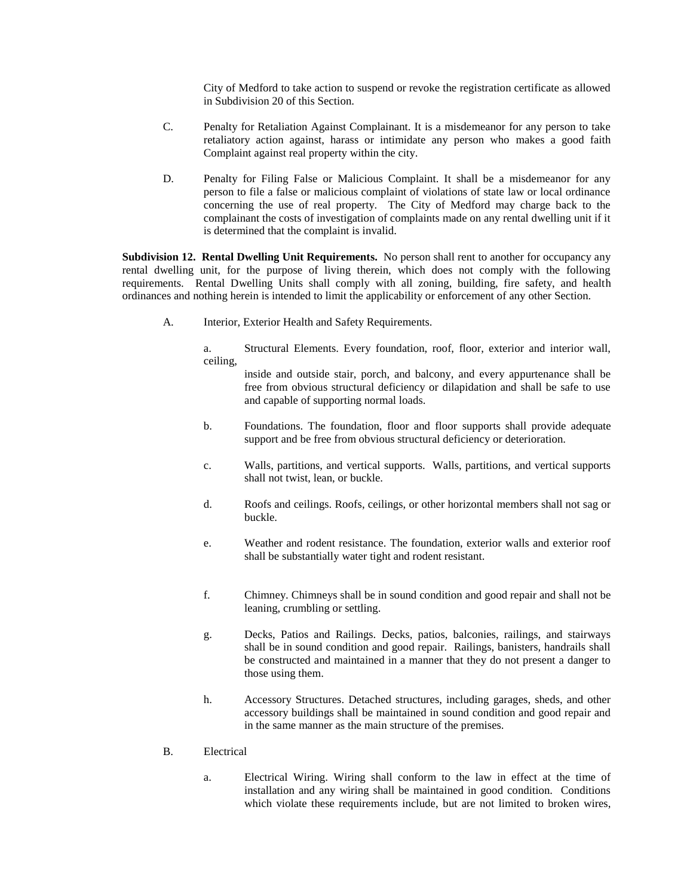City of Medford to take action to suspend or revoke the registration certificate as allowed in Subdivision 20 of this Section.

C. Penalty for Retaliation Against Complainant. It is a misdemeanor for any person to take retaliatory action against, harass or intimidate any person who makes a good faith Complaint against real property within the city.

D. Penalty for Filing False or Malicious Complaint. It shall be a misdemeanor for any person to file a false or malicious complaint of violations of state law or local ordinance concerning the use of real property. The City of Medford may charge back to the complainant the costs of investigation of complaints made on any rental dwelling unit if it is determined that the complaint is invalid.

**Subdivision 12. Rental Dwelling Unit Requirements.** No person shall rent to another for occupancy any rental dwelling unit, for the purpose of living therein, which does not comply with the following requirements. Rental Dwelling Units shall comply with all zoning, building, fire safety, and health ordinances and nothing herein is intended to limit the applicability or enforcement of any other Section.

A. Interior, Exterior Health and Safety Requirements.

a. Structural Elements. Every foundation, roof, floor, exterior and interior wall, ceiling, inside and outside stair, porch, and balcony, and every appurtenance shall be free from obvious structural deficiency or dilapidation and shall be safe to use and capable of supporting normal loads.

b. Foundations. The foundation, floor and floor supports shall provide adequate support and be free from obvious structural deficiency or deterioration.

c. Walls, partitions, and vertical supports. Walls, partitions, and vertical supports shall not twist, lean, or buckle.

d. Roofs and ceilings. Roofs, ceilings, or other horizontal members shall not sag or buckle.

e. Weather and rodent resistance. The foundation, exterior walls and exterior roof shall be substantially water tight and rodent resistant.

f. Chimney. Chimneys shall be in sound condition and good repair and shall not be leaning, crumbling or settling.

g. Decks, Patios and Railings. Decks, patios, balconies, railings, and stairways shall be in sound condition and good repair. Railings, banisters, handrails shall be constructed and maintained in a manner that they do not present a danger to those using them.

h. Accessory Structures. Detached structures, including garages, sheds, and other accessory buildings shall be maintained in sound condition and good repair and in the same manner as the main structure of the premises.

B. Electrical

a. Electrical Wiring. Wiring shall conform to the law in effect at the time of installation and any wiring shall be maintained in good condition. Conditions which violate these requirements include, but are not limited to broken wires,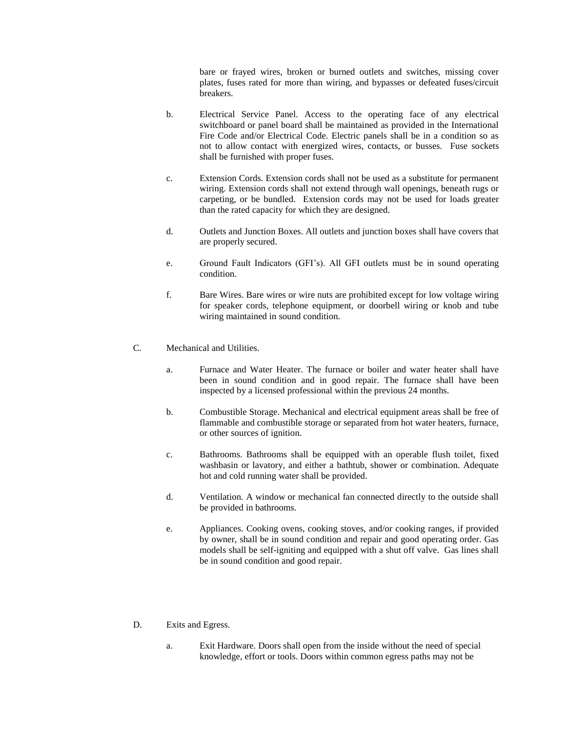bare or frayed wires, broken or burned outlets and switches, missing cover plates, fuses rated for more than wiring, and bypasses or defeated fuses/circuit breakers.

b. Electrical Service Panel. Access to the operating face of any electrical switchboard or panel board shall be maintained as provided in the International Fire Code and/or Electrical Code. Electric panels shall be in a condition so as not to allow contact with energized wires, contacts, or busses. Fuse sockets shall be furnished with proper fuses.

c. Extension Cords. Extension cords shall not be used as a substitute for permanent wiring. Extension cords shall not extend through wall openings, beneath rugs or carpeting, or be bundled. Extension cords may not be used for loads greater than the rated capacity for which they are designed.

d. Outlets and Junction Boxes. All outlets and junction boxes shall have covers that are properly secured.

e. Ground Fault Indicators (GFI's). All GFI outlets must be in sound operating condition.

f. Bare Wires. Bare wires or wire nuts are prohibited except for low voltage wiring for speaker cords, telephone equipment, or doorbell wiring or knob and tube wiring maintained in sound condition.

C. Mechanical and Utilities.

a. Furnace and Water Heater. The furnace or boiler and water heater shall have been in sound condition and in good repair. The furnace shall have been inspected by a licensed professional within the previous 24 months.

b. Combustible Storage. Mechanical and electrical equipment areas shall be free of flammable and combustible storage or separated from hot water heaters, furnace, or other sources of ignition.

c. Bathrooms. Bathrooms shall be equipped with an operable flush toilet, fixed washbasin or lavatory, and either a bathtub, shower or combination. Adequate hot and cold running water shall be provided.

d. Ventilation. A window or mechanical fan connected directly to the outside shall be provided in bathrooms.

e. Appliances. Cooking ovens, cooking stoves, and/or cooking ranges, if provided by owner, shall be in sound condition and repair and good operating order. Gas models shall be self-igniting and equipped with a shut off valve. Gas lines shall be in sound condition and good repair.

D. Exits and Egress.

a. Exit Hardware. Doors shall open from the inside without the need of special knowledge, effort or tools. Doors within common egress paths may not be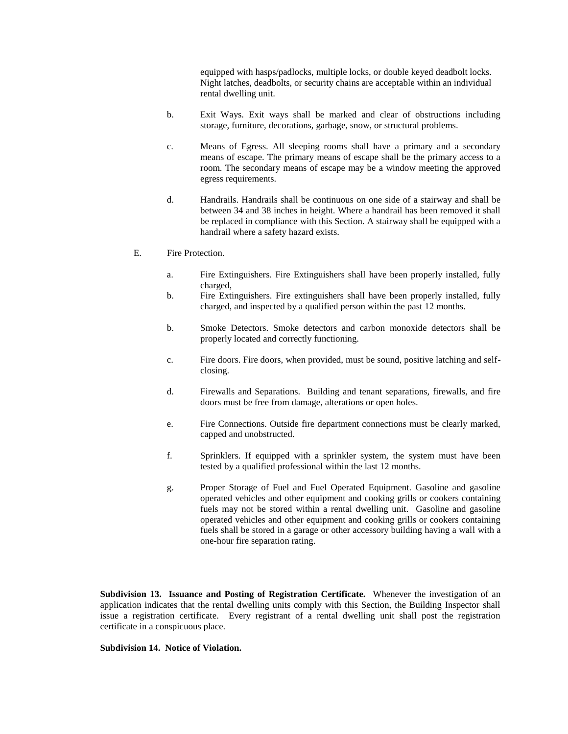equipped with hasps/padlocks, multiple locks, or double keyed deadbolt locks. Night latches, deadbolts, or security chains are acceptable within an individual rental dwelling unit.

b. Exit Ways. Exit ways shall be marked and clear of obstructions including storage, furniture, decorations, garbage, snow, or structural problems.

c. Means of Egress. All sleeping rooms shall have a primary and a secondary means of escape. The primary means of escape shall be the primary access to a room. The secondary means of escape may be a window meeting the approved egress requirements.

d. Handrails. Handrails shall be continuous on one side of a stairway and shall be between 34 and 38 inches in height. Where a handrail has been removed it shall be replaced in compliance with this Section. A stairway shall be equipped with a handrail where a safety hazard exists.

E. Fire Protection.

a. Fire Extinguishers. Fire Extinguishers shall have been properly installed, fully charged,

b. Fire Extinguishers. Fire extinguishers shall have been properly installed, fully charged, and inspected by a qualified person within the past 12 months.

b. Smoke Detectors. Smoke detectors and carbon monoxide detectors shall be properly located and correctly functioning.

c. Fire doors. Fire doors, when provided, must be sound, positive latching and self-closing.

d. Firewalls and Separations. Building and tenant separations, firewalls, and fire doors must be free from damage, alterations or open holes.

e. Fire Connections. Outside fire department connections must be clearly marked, capped and unobstructed.

f. Sprinklers. If equipped with a sprinkler system, the system must have been tested by a qualified professional within the last 12 months.

g. Proper Storage of Fuel and Fuel Operated Equipment. Gasoline and gasoline operated vehicles and other equipment and cooking grills or cookers containing fuels may not be stored within a rental dwelling unit. Gasoline and gasoline operated vehicles and other equipment and cooking grills or cookers containing fuels shall be stored in a garage or other accessory building having a wall with a one-hour fire separation rating.

**Subdivision 13. Issuance and Posting of Registration Certificate.** Whenever the investigation of an application indicates that the rental dwelling units comply with this Section, the Building Inspector shall issue a registration certificate. Every registrant of a rental dwelling unit shall post the registration certificate in a conspicuous place.

**Subdivision 14. Notice of Violation.**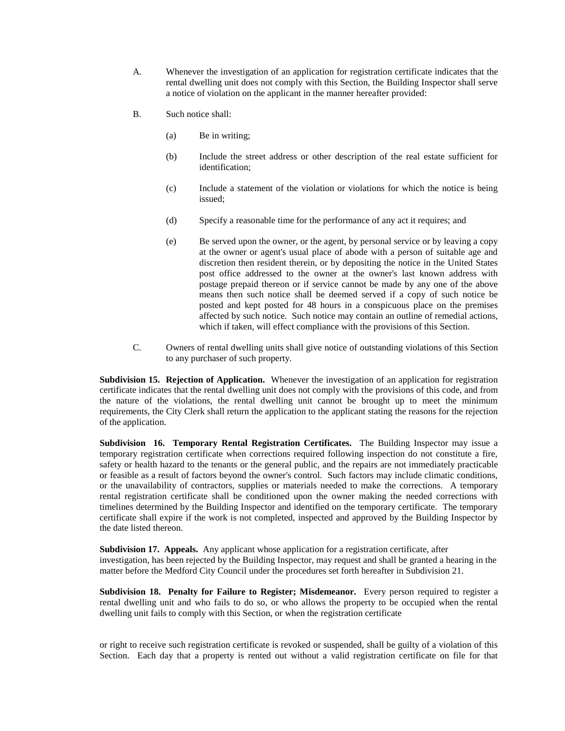A. Whenever the investigation of an application for registration certificate indicates that the rental dwelling unit does not comply with this Section, the Building Inspector shall serve a notice of violation on the applicant in the manner hereafter provided:

B. Such notice shall:

(a) Be in writing;

(b) Include the street address or other description of the real estate sufficient for identification;

(c) Include a statement of the violation or violations for which the notice is being issued;

(d) Specify a reasonable time for the performance of any act it requires; and

(e) Be served upon the owner, or the agent, by personal service or by leaving a copy at the owner or agent's usual place of abode with a person of suitable age and discretion then resident therein, or by depositing the notice in the United States post office addressed to the owner at the owner's last known address with postage prepaid thereon or if service cannot be made by any one of the above means then such notice shall be deemed served if a copy of such notice be posted and kept posted for 48 hours in a conspicuous place on the premises affected by such notice. Such notice may contain an outline of remedial actions, which if taken, will effect compliance with the provisions of this Section.

C. Owners of rental dwelling units shall give notice of outstanding violations of this Section to any purchaser of such property.

**Subdivision 15. Rejection of Application.** Whenever the investigation of an application for registration certificate indicates that the rental dwelling unit does not comply with the provisions of this code, and from the nature of the violations, the rental dwelling unit cannot be brought up to meet the minimum requirements, the City Clerk shall return the application to the applicant stating the reasons for the rejection of the application.

**Subdivision 16. Temporary Rental Registration Certificates.** The Building Inspector may issue a temporary registration certificate when corrections required following inspection do not constitute a fire, safety or health hazard to the tenants or the general public, and the repairs are not immediately practicable or feasible as a result of factors beyond the owner's control. Such factors may include climatic conditions, or the unavailability of contractors, supplies or materials needed to make the corrections. A temporary rental registration certificate shall be conditioned upon the owner making the needed corrections with timelines determined by the Building Inspector and identified on the temporary certificate. The temporary certificate shall expire if the work is not completed, inspected and approved by the Building Inspector by the date listed thereon.

**Subdivision 17. Appeals.** Any applicant whose application for a registration certificate, after investigation, has been rejected by the Building Inspector, may request and shall be granted a hearing in the matter before the Medford City Council under the procedures set forth hereafter in Subdivision 21.

**Subdivision 18. Penalty for Failure to Register; Misdemeanor.** Every person required to register a rental dwelling unit and who fails to do so, or who allows the property to be occupied when the rental dwelling unit fails to comply with this Section, or when the registration certificate or right to receive such registration certificate is revoked or suspended, shall be guilty of a violation of this Section. Each day that a property is rented out without a valid registration certificate on file for that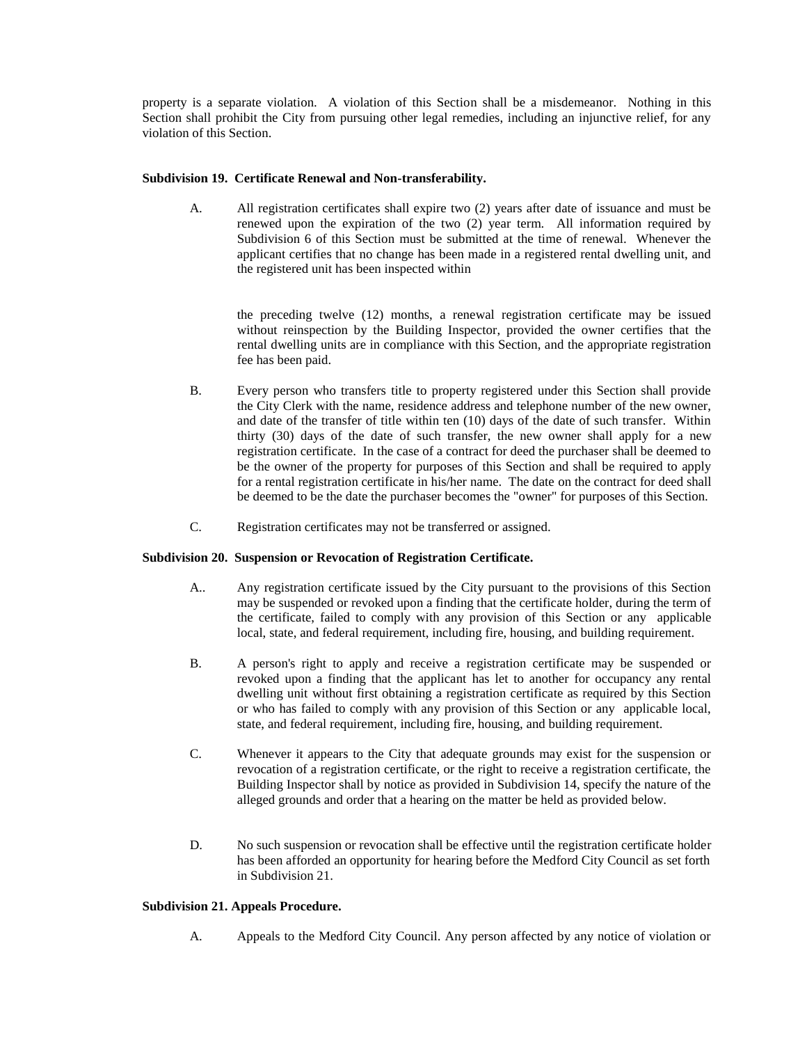property is a separate violation. A violation of this Section shall be a misdemeanor. Nothing in this Section shall prohibit the City from pursuing other legal remedies, including an injunctive relief, for any violation of this Section.

**Subdivision 19. Certificate Renewal and Non-transferability.**

A. All registration certificates shall expire two (2) years after date of issuance and must be renewed upon the expiration of the two (2) year term. All information required by Subdivision 6 of this Section must be submitted at the time of renewal. Whenever the applicant certifies that no change has been made in a registered rental dwelling unit, and the registered unit has been inspected within the preceding twelve (12) months, a renewal registration certificate may be issued without reinspection by the Building Inspector, provided the owner certifies that the rental dwelling units are in compliance with this Section, and the appropriate registration fee has been paid.

B. Every person who transfers title to property registered under this Section shall provide the City Clerk with the name, residence address and telephone number of the new owner, and date of the transfer of title within ten (10) days of the date of such transfer. Within thirty (30) days of the date of such transfer, the new owner shall apply for a new registration certificate. In the case of a contract for deed the purchaser shall be deemed to be the owner of the property for purposes of this Section and shall be required to apply for a rental registration certificate in his/her name. The date on the contract for deed shall be deemed to be the date the purchaser becomes the "owner" for purposes of this Section.

C. Registration certificates may not be transferred or assigned.

**Subdivision 20. Suspension or Revocation of Registration Certificate.**

A.. Any registration certificate issued by the City pursuant to the provisions of this Section may be suspended or revoked upon a finding that the certificate holder, during the term of the certificate, failed to comply with any provision of this Section or any applicable local, state, and federal requirement, including fire, housing, and building requirement.

B. A person's right to apply and receive a registration certificate may be suspended or revoked upon a finding that the applicant has let to another for occupancy any rental dwelling unit without first obtaining a registration certificate as required by this Section or who has failed to comply with any provision of this Section or any applicable local, state, and federal requirement, including fire, housing, and building requirement.

C. Whenever it appears to the City that adequate grounds may exist for the suspension or revocation of a registration certificate, or the right to receive a registration certificate, the Building Inspector shall by notice as provided in Subdivision 14, specify the nature of the alleged grounds and order that a hearing on the matter be held as provided below.

D. No such suspension or revocation shall be effective until the registration certificate holder has been afforded an opportunity for hearing before the Medford City Council as set forth in Subdivision 21.

**Subdivision 21. Appeals Procedure.**

A. Appeals to the Medford City Council. Any person affected by any notice of violation or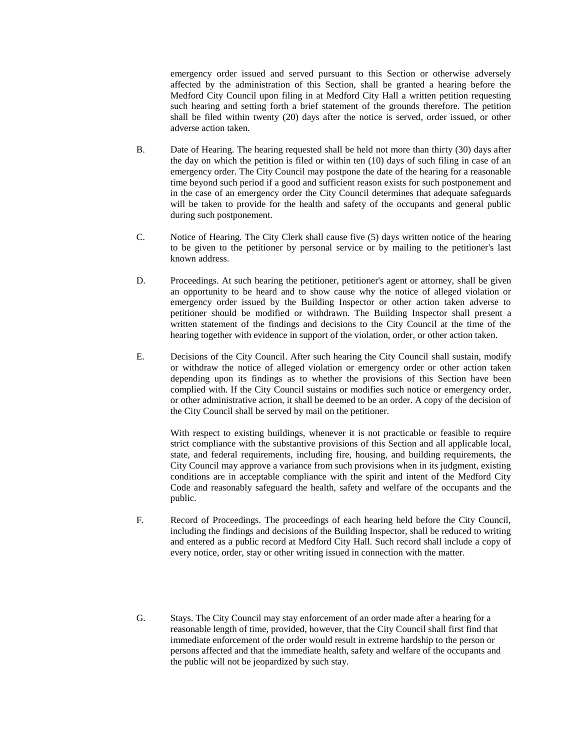emergency order issued and served pursuant to this Section or otherwise adversely affected by the administration of this Section, shall be granted a hearing before the Medford City Council upon filing in at Medford City Hall a written petition requesting such hearing and setting forth a brief statement of the grounds therefore. The petition shall be filed within twenty (20) days after the notice is served, order issued, or other adverse action taken.

B. Date of Hearing. The hearing requested shall be held not more than thirty (30) days after the day on which the petition is filed or within ten (10) days of such filing in case of an emergency order. The City Council may postpone the date of the hearing for a reasonable time beyond such period if a good and sufficient reason exists for such postponement and in the case of an emergency order the City Council determines that adequate safeguards will be taken to provide for the health and safety of the occupants and general public during such postponement.

C. Notice of Hearing. The City Clerk shall cause five (5) days written notice of the hearing to be given to the petitioner by personal service or by mailing to the petitioner's last known address.

D. Proceedings. At such hearing the petitioner, petitioner's agent or attorney, shall be given an opportunity to be heard and to show cause why the notice of alleged violation or emergency order issued by the Building Inspector or other action taken adverse to petitioner should be modified or withdrawn. The Building Inspector shall present a written statement of the findings and decisions to the City Council at the time of the hearing together with evidence in support of the violation, order, or other action taken.

E. Decisions of the City Council. After such hearing the City Council shall sustain, modify or withdraw the notice of alleged violation or emergency order or other action taken depending upon its findings as to whether the provisions of this Section have been complied with. If the City Council sustains or modifies such notice or emergency order, or other administrative action, it shall be deemed to be an order. A copy of the decision of the City Council shall be served by mail on the petitioner.

With respect to existing buildings, whenever it is not practicable or feasible to require strict compliance with the substantive provisions of this Section and all applicable local, state, and federal requirements, including fire, housing, and building requirements, the City Council may approve a variance from such provisions when in its judgment, existing conditions are in acceptable compliance with the spirit and intent of the Medford City Code and reasonably safeguard the health, safety and welfare of the occupants and the public.

F. Record of Proceedings. The proceedings of each hearing held before the City Council, including the findings and decisions of the Building Inspector, shall be reduced to writing and entered as a public record at Medford City Hall. Such record shall include a copy of every notice, order, stay or other writing issued in connection with the matter.

G. Stays. The City Council may stay enforcement of an order made after a hearing for a reasonable length of time, provided, however, that the City Council shall first find that immediate enforcement of the order would result in extreme hardship to the person or persons affected and that the immediate health, safety and welfare of the occupants and the public will not be jeopardized by such stay.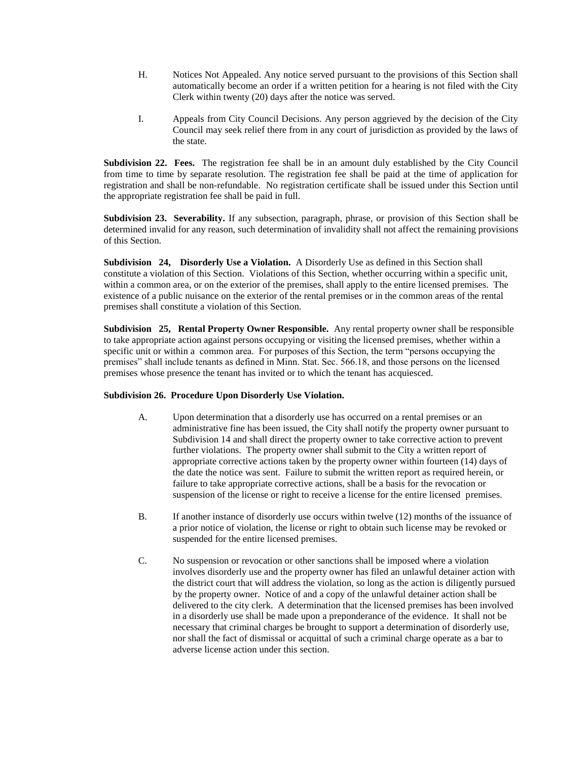H. Notices Not Appealed. Any notice served pursuant to the provisions of this Section shall automatically become an order if a written petition for a hearing is not filed with the City Clerk within twenty (20) days after the notice was served.

I. Appeals from City Council Decisions. Any person aggrieved by the decision of the City Council may seek relief there from in any court of jurisdiction as provided by the laws of the state.

**Subdivision 22. Fees.** The registration fee shall be in an amount duly established by the City Council from time to time by separate resolution. The registration fee shall be paid at the time of application for registration and shall be non-refundable. No registration certificate shall be issued under this Section until the appropriate registration fee shall be paid in full.

**Subdivision 23. Severability.** If any subsection, paragraph, phrase, or provision of this Section shall be determined invalid for any reason, such determination of invalidity shall not affect the remaining provisions of this Section.

**Subdivision 24, Disorderly Use a Violation.** A Disorderly Use as defined in this Section shall constitute a violation of this Section. Violations of this Section, whether occurring within a specific unit, within a common area, or on the exterior of the premises, shall apply to the entire licensed premises. The existence of a public nuisance on the exterior of the rental premises or in the common areas of the rental premises shall constitute a violation of this Section.

**Subdivision 25, Rental Property Owner Responsible.** Any rental property owner shall be responsible to take appropriate action against persons occupying or visiting the licensed premises, whether within a specific unit or within a common area. For purposes of this Section, the term "persons occupying the premises" shall include tenants as defined in Minn. Stat. Sec. 566.18, and those persons on the licensed premises whose presence the tenant has invited or to which the tenant has acquiesced.

**Subdivision 26. Procedure Upon Disorderly Use Violation.**

A. Upon determination that a disorderly use has occurred on a rental premises or an administrative fine has been issued, the City shall notify the property owner pursuant to Subdivision 14 and shall direct the property owner to take corrective action to prevent further violations. The property owner shall submit to the City a written report of appropriate corrective actions taken by the property owner within fourteen (14) days of the date the notice was sent. Failure to submit the written report as required herein, or failure to take appropriate corrective actions, shall be a basis for the revocation or suspension of the license or right to receive a license for the entire licensed premises.

B. If another instance of disorderly use occurs within twelve (12) months of the issuance of a prior notice of violation, the license or right to obtain such license may be revoked or suspended for the entire licensed premises.

C. No suspension or revocation or other sanctions shall be imposed where a violation involves disorderly use and the property owner has filed an unlawful detainer action with the district court that will address the violation, so long as the action is diligently pursued by the property owner. Notice of and a copy of the unlawful detainer action shall be delivered to the city clerk. A determination that the licensed premises has been involved in a disorderly use shall be made upon a preponderance of the evidence. It shall not be necessary that criminal charges be brought to support a determination of disorderly use, nor shall the fact of dismissal or acquittal of such a criminal charge operate as a bar to adverse license action under this section.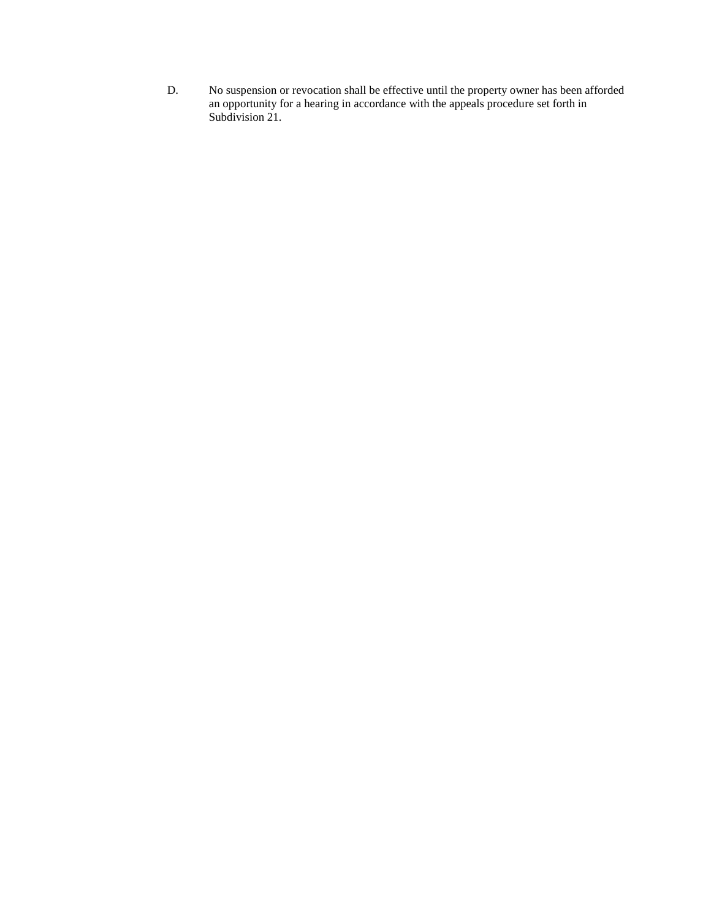D. No suspension or revocation shall be effective until the property owner has been afforded an opportunity for a hearing in accordance with the appeals procedure set forth in Subdivision 21.